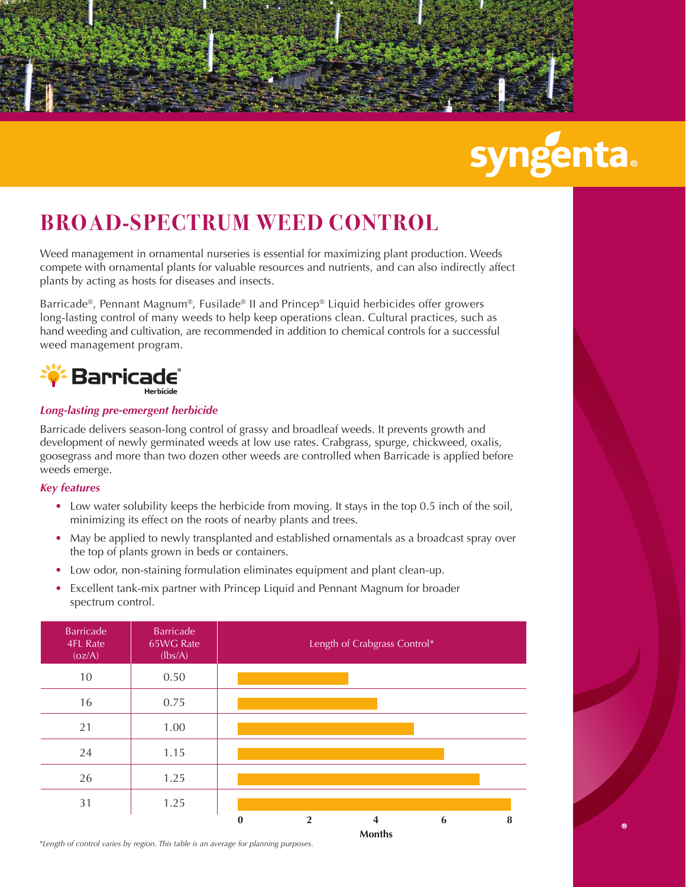# BROAD-SPECTRUM WEED CONTROL

Weed management in ornamental nurseries is essential for maximizing plant production. Weeds compete with ornamental plants for valuable resources and nutrients, and can also indirectly affect plants by acting as hosts for diseases and insects.

Barricade®, Pennant Magnum®, Fusilade® II and Princep® Liquid herbicides offer growers long-lasting control of many weeds to help keep operations clean. Cultural practices, such as hand weeding and cultivation, are recommended in addition to chemical controls for a successful weed management program.

## Barricade® Herbicide

### *Long-lasting pre-emergent herbicide*

Barricade delivers season-long control of grassy and broadleaf weeds. It prevents growth and development of newly germinated weeds at low use rates. Crabgrass, spurge, chickweed, oxalis, goosegrass and more than two dozen other weeds are controlled when Barricade is applied before weeds emerge.

### *Key features*

- Low water solubility keeps the herbicide from moving. It stays in the top 0.5 inch of the soil, minimizing its effect on the roots of nearby plants and trees.
- May be applied to newly transplanted and established ornamentals as a broadcast spray over the top of plants grown in beds or containers.
- Low odor, non-staining formulation eliminates equipment and plant clean-up.
- Excellent tank-mix partner with Princep Liquid and Pennant Magnum for broader spectrum control.

| Barricade 4FL Rate (oz/A) | Barricade 65WG Rate (lbs/A) | Length of Crabgrass Control* (Months, approx.) |
|---|---|---|
| 10 | 0.50 | ~3.3 |
| 16 | 0.75 | ~4.2 |
| 21 | 1.00 | ~5.3 |
| 24 | 1.15 | ~6.2 |
| 26 | 1.25 | ~7.3 |
| 31 | 1.25 | ~8.2 |

*Length of control varies by region. This table is an average for planning purposes.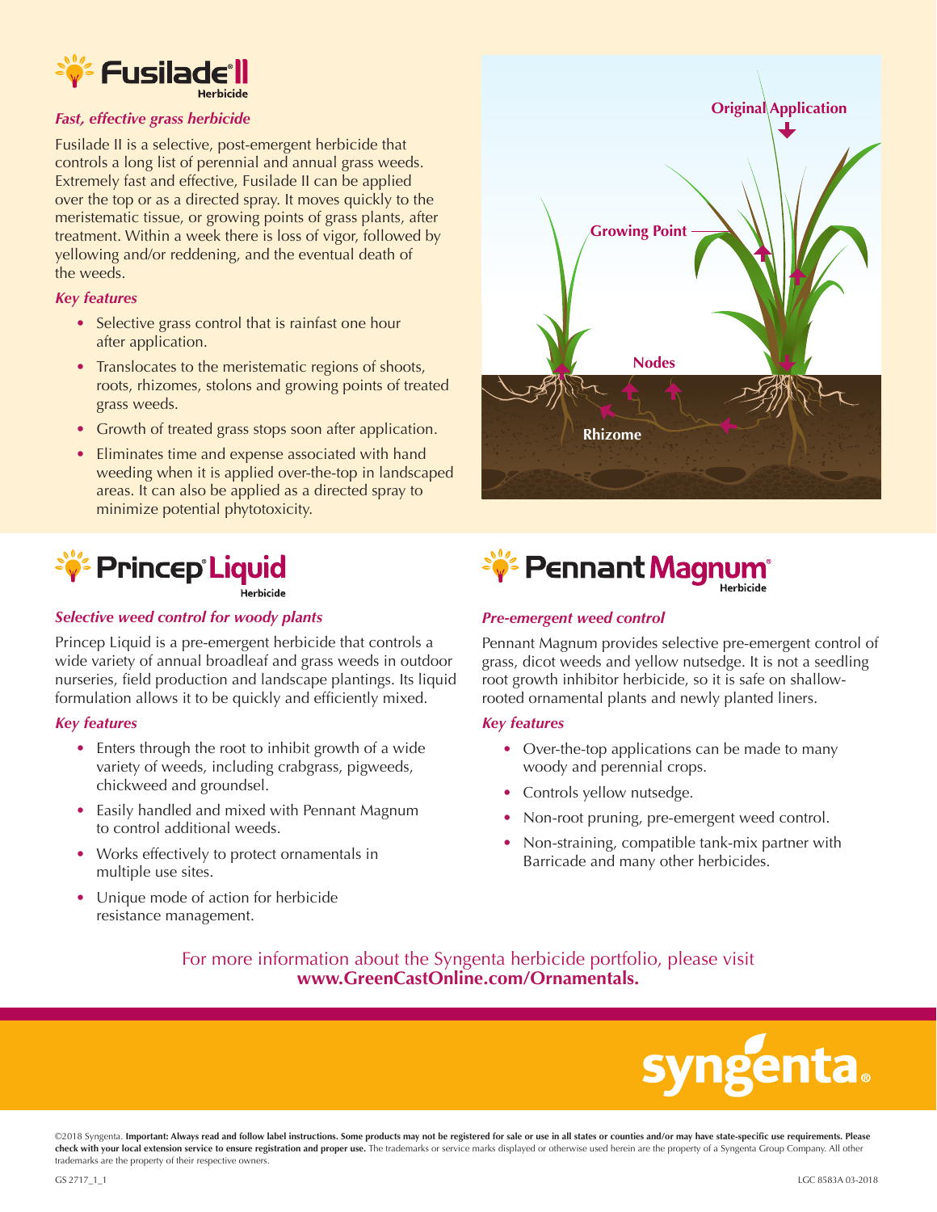# Fusilade® II Herbicide

### *Fast, effective grass herbicide*

Fusilade II is a selective, post-emergent herbicide that controls a long list of perennial and annual grass weeds. Extremely fast and effective, Fusilade II can be applied over the top or as a directed spray. It moves quickly to the meristematic tissue, or growing points of grass plants, after treatment. Within a week there is loss of vigor, followed by yellowing and/or reddening, and the eventual death of the weeds.

### *Key features*

- Selective grass control that is rainfast one hour after application.
- Translocates to the meristematic regions of shoots, roots, rhizomes, stolons and growing points of treated grass weeds.
- Growth of treated grass stops soon after application.
- Eliminates time and expense associated with hand weeding when it is applied over-the-top in landscaped areas. It can also be applied as a directed spray to minimize potential phytotoxicity.

Original Application

Growing Point

Nodes

Rhizome

# Princep® Liquid Herbicide

### *Selective weed control for woody plants*

Princep Liquid is a pre-emergent herbicide that controls a wide variety of annual broadleaf and grass weeds in outdoor nurseries, field production and landscape plantings. Its liquid formulation allows it to be quickly and efficiently mixed.

### *Key features*

- Enters through the root to inhibit growth of a wide variety of weeds, including crabgrass, pigweeds, chickweed and groundsel.
- Easily handled and mixed with Pennant Magnum to control additional weeds.
- Works effectively to protect ornamentals in multiple use sites.
- Unique mode of action for herbicide resistance management.

# Pennant Magnum® Herbicide

### *Pre-emergent weed control*

Pennant Magnum provides selective pre-emergent control of grass, dicot weeds and yellow nutsedge. It is not a seedling root growth inhibitor herbicide, so it is safe on shallow-rooted ornamental plants and newly planted liners.

### *Key features*

- Over-the-top applications can be made to many woody and perennial crops.
- Controls yellow nutsedge.
- Non-root pruning, pre-emergent weed control.
- Non-straining, compatible tank-mix partner with Barricade and many other herbicides.

For more information about the Syngenta herbicide portfolio, please visit **www.GreenCastOnline.com/Ornamentals.**

syngenta®

©2018 Syngenta. **Important: Always read and follow label instructions. Some products may not be registered for sale or use in all states or counties and/or may have state-specific use requirements. Please check with your local extension service to ensure registration and proper use.** The trademarks or service marks displayed or otherwise used herein are the property of a Syngenta Group Company. All other trademarks are the property of their respective owners.

GS 2717_1_1

LGC 8583A 03-2018